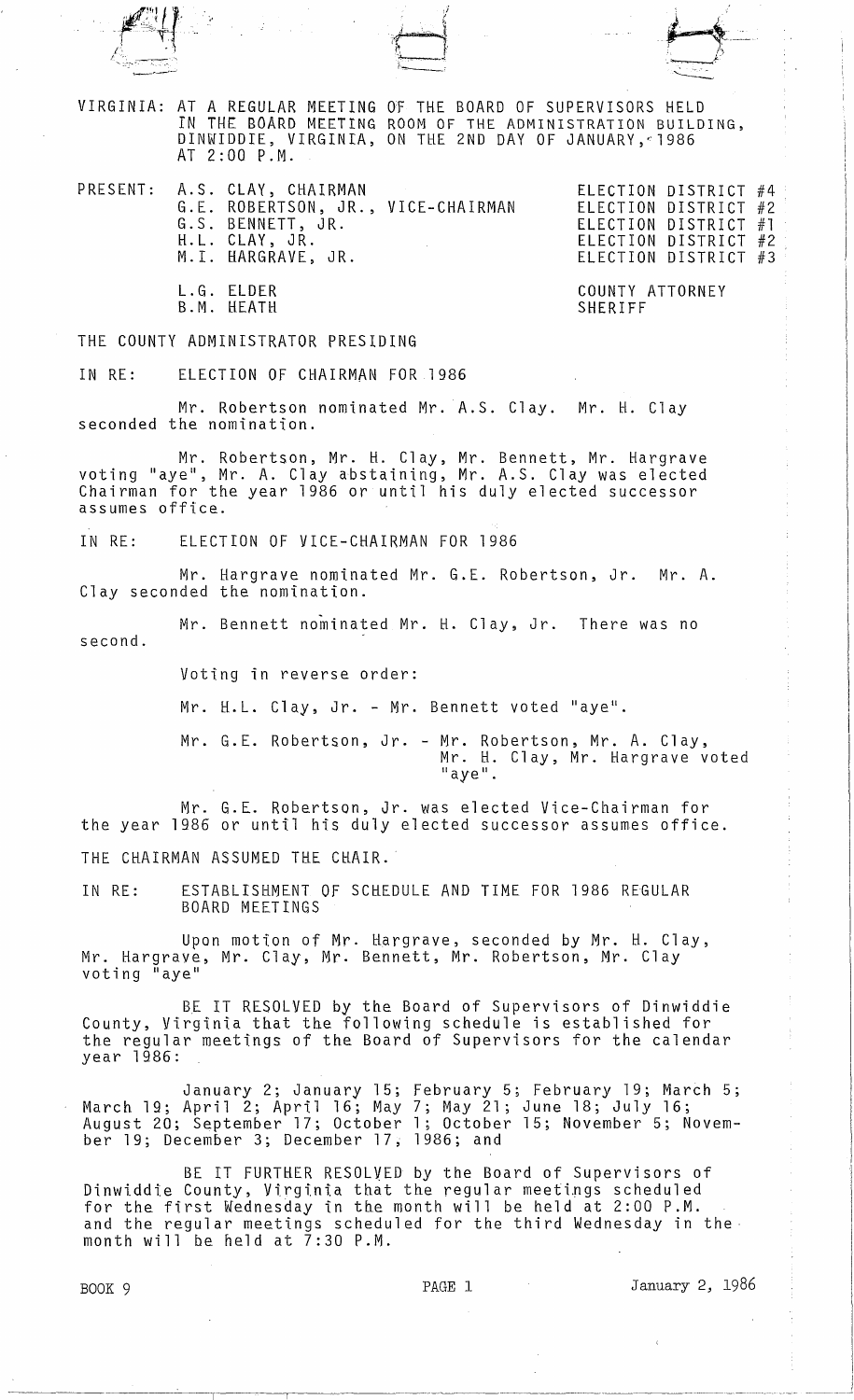VIRGINIA: AT A REGULAR MEETING OF THE BOARD OF SUPERVISORS HELD IN THE BOARD MEETING ROOM OF THE ADMINISTRATION BUILDING, DINWIDDIE, VIRGINIA, ON THE 2ND DAY OF JANUARY, 1986 AT 2:00 P.M.

| PRESENT: | | |
|---|---|---|
| | A.S. CLAY, CHAIRMAN | ELECTION DISTRICT #4 |
| | G.E. ROBERTSON, JR., VICE-CHAIRMAN | ELECTION DISTRICT #2 |
| | G.S. BENNETT, JR. | ELECTION DISTRICT #1 |
| | H.L. CLAY, JR. | ELECTION DISTRICT #2 |
| | M.I. HARGRAVE, JR. | ELECTION DISTRICT #3 |
| | L.G. ELDER | COUNTY ATTORNEY |
| | B.M. HEATH | SHERIFF |

THE COUNTY ADMINISTRATOR PRESIDING

IN RE: ELECTION OF CHAIRMAN FOR 1986

Mr. Robertson nominated Mr. A.S. Clay. Mr. H. Clay seconded the nomination.

Mr. Robertson, Mr. H. Clay, Mr. Bennett, Mr. Hargrave voting "aye", Mr. A. Clay abstaining, Mr. A.S. Clay was elected Chairman for the year 1986 or until his duly elected successor assumes office.

IN RE: ELECTION OF VICE-CHAIRMAN FOR 1986

Mr. Hargrave nominated Mr. G.E. Robertson, Jr. Mr. A. Clay seconded the nomination.

Mr. Bennett nominated Mr. H. Clay, Jr. There was no second.

Voting in reverse order:

Mr. H.L. Clay, Jr. - Mr. Bennett voted "aye".

Mr. G.E. Robertson, Jr. - Mr. Robertson, Mr. A. Clay, Mr. H. Clay, Mr. Hargrave voted "aye".

Mr. G.E. Robertson, Jr. was elected Vice-Chairman for the year 1986 or until his duly elected successor assumes office.

THE CHAIRMAN ASSUMED THE CHAIR.

IN RE: ESTABLISHMENT OF SCHEDULE AND TIME FOR 1986 REGULAR BOARD MEETINGS

Upon motion of Mr. Hargrave, seconded by Mr. H. Clay, Mr. Hargrave, Mr. Clay, Mr. Bennett, Mr. Robertson, Mr. Clay voting "aye"

BE IT RESOLVED by the Board of Supervisors of Dinwiddie County, Virginia that the following schedule is established for the regular meetings of the Board of Supervisors for the calendar year 1986:

January 2; January 15; February 5; February 19; March 5; March 19; April 2; April 16; May 7; May 21; June 18; July 16; August 20; September 17; October 1; October 15; November 5; November 19; December 3; December 17, 1986; and

BE IT FURTHER RESOLVED by the Board of Supervisors of Dinwiddie County, Virginia that the regular meetings scheduled for the first Wednesday in the month will be held at 2:00 P.M. and the regular meetings scheduled for the third Wednesday in the month will be held at 7:30 P.M.

BOOK 9 PAGE 1 January 2, 1986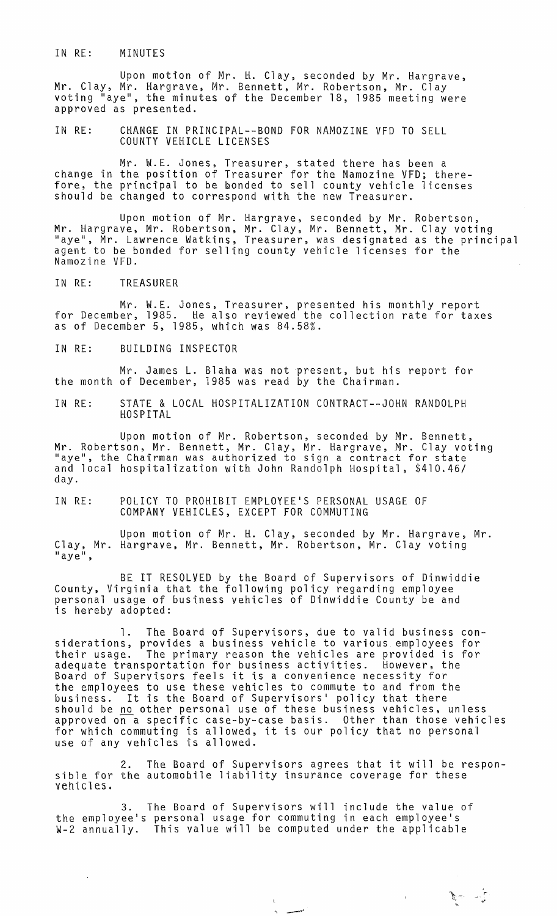IN RE: MINUTES

Upon motion of Mr. H. Clay, seconded by Mr. Hargrave, Mr. Clay, Mr. Hargrave, Mr. Bennett, Mr. Robertson, Mr. Clay voting "aye", the minutes of the December 18, 1985 meeting were approved as presented.

IN RE: CHANGE IN PRINCIPAL--BOND FOR NAMOZINE VFD TO SELL COUNTY VEHICLE LICENSES

Mr. W.E. Jones, Treasurer, stated there has been a change in the position of Treasurer for the Namozine VFD; therefore, the principal to be bonded to sell county vehicle licenses should be changed to correspond with the new Treasurer.

Upon motion of Mr. Hargrave, seconded by Mr. Robertson, Mr. Hargrave, Mr. Robertson, Mr. Clay, Mr. Bennett, Mr. Clay voting "aye", Mr. Lawrence Watkins, Treasurer, was designated as the principal agent to be bonded for selling county vehicle licenses for the Namozine VFD.

IN RE: TREASURER

Mr. W.E. Jones, Treasurer, presented his monthly report for December, 1985. He also reviewed the collection rate for taxes as of December 5, 1985, which was 84.58%.

IN RE: BUILDING INSPECTOR

Mr. James L. Blaha was not present, but his report for the month of December, 1985 was read by the Chairman.

IN RE: STATE & LOCAL HOSPITALIZATION CONTRACT--JOHN RANDOLPH HOSPITAL

Upon motion of Mr. Robertson, seconded by Mr. Bennett, Mr. Robertson, Mr. Bennett, Mr. Clay, Mr. Hargrave, Mr. Clay voting "aye", the Chairman was authorized to sign a contract for state and local hospitalization with John Randolph Hospital, $410.46/ day.

IN RE: POLICY TO PROHIBIT EMPLOYEE'S PERSONAL USAGE OF COMPANY VEHICLES, EXCEPT FOR COMMUTING

Upon motion of Mr. H. Clay, seconded by Mr. Hargrave, Mr. Clay, Mr. Hargrave, Mr. Bennett, Mr. Robertson, Mr. Clay voting "aye",

BE IT RESOLVED by the Board of Supervisors of Dinwiddie County, Virginia that the following policy regarding employee personal usage of business vehicles of Dinwiddie County be and is hereby adopted:

1. The Board of Supervisors, due to valid business considerations, provides a business vehicle to various employees for their usage. The primary reason the vehicles are provided is for adequate transportation for business activities. However, the Board of Supervisors feels it is a convenience necessity for the employees to use these vehicles to commute to and from the business. It is the Board of Supervisors' policy that there should be <u>no</u> other personal use of these business vehicles, unless approved on a specific case-by-case basis. Other than those vehicles for which commuting is allowed, it is our policy that no personal use of any vehicles is allowed.

2. The Board of Supervisors agrees that it will be responsible for the automobile liability insurance coverage for these vehicles.

3. The Board of Supervisors will include the value of the employee's personal usage for commuting in each employee's W-2 annually. This value will be computed under the applicable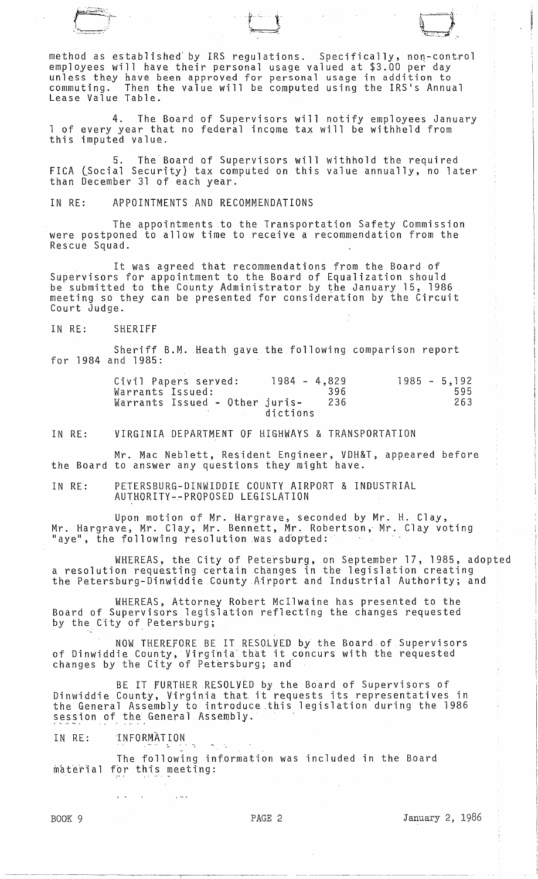method as established by IRS regulations. Specifically, non-control employees will have their personal usage valued at $3.00 per day unless they have been approved for personal usage in addition to commuting. Then the value will be computed using the IRS's Annual Lease Value Table.

4. The Board of Supervisors will notify employees January 1 of every year that no federal income tax will be withheld from this imputed value.

5. The Board of Supervisors will withhold the required FICA (Social Security) tax computed on this value annually, no later than December 31 of each year.

IN RE: APPOINTMENTS AND RECOMMENDATIONS

The appointments to the Transportation Safety Commission were postponed to allow time to receive a recommendation from the Rescue Squad.

It was agreed that recommendations from the Board of Supervisors for appointment to the Board of Equalization should be submitted to the County Administrator by the January 15, 1986 meeting so they can be presented for consideration by the Circuit Court Judge.

IN RE: SHERIFF

Sheriff B.M. Heath gave the following comparison report for 1984 and 1985:

| | 1984 | 1985 |
|---|---|---|
| Civil Papers served: | 4,829 | 5,192 |
| Warrants Issued: | 396 | 595 |
| Warrants Issued - Other jurisdictions | 236 | 263 |

IN RE: VIRGINIA DEPARTMENT OF HIGHWAYS & TRANSPORTATION

Mr. Mac Neblett, Resident Engineer, VDH&T, appeared before the Board to answer any questions they might have.

IN RE: PETERSBURG-DINWIDDIE COUNTY AIRPORT & INDUSTRIAL AUTHORITY--PROPOSED LEGISLATION

Upon motion of Mr. Hargrave, seconded by Mr. H. Clay, Mr. Hargrave, Mr. Clay, Mr. Bennett, Mr. Robertson, Mr. Clay voting "aye", the following resolution was adopted:

WHEREAS, the City of Petersburg, on September 17, 1985, adopted a resolution requesting certain changes in the legislation creating the Petersburg-Dinwiddie County Airport and Industrial Authority; and

WHEREAS, Attorney Robert McIlwaine has presented to the Board of Supervisors legislation reflecting the changes requested by the City of Petersburg;

NOW THEREFORE BE IT RESOLVED by the Board of Supervisors of Dinwiddie County, Virginia that it concurs with the requested changes by the City of Petersburg; and

BE IT FURTHER RESOLVED by the Board of Supervisors of Dinwiddie County, Virginia that it requests its representatives in the General Assembly to introduce this legislation during the 1986 session of the General Assembly.

IN RE: INFORMATION

The following information was included in the Board material for this meeting:

BOOK 9 PAGE 2 January 2, 1986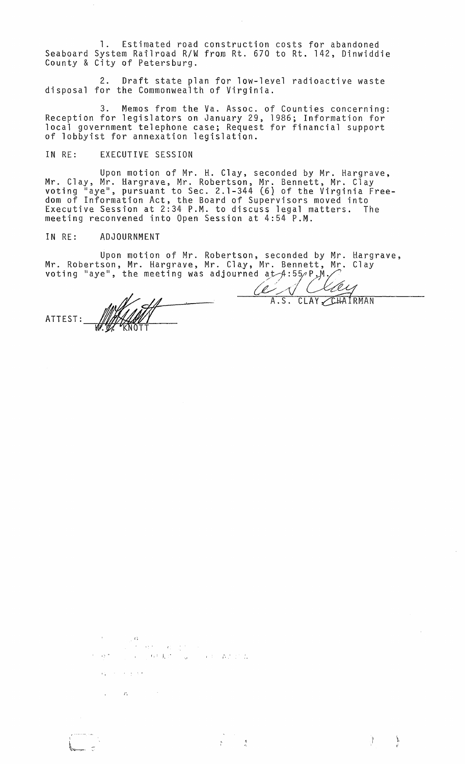1. Estimated road construction costs for abandoned Seaboard System Railroad R/W from Rt. 670 to Rt. 142, Dinwiddie County & City of Petersburg.

2. Draft state plan for low-level radioactive waste disposal for the Commonwealth of Virginia.

3. Memos from the Va. Assoc. of Counties concerning: Reception for legislators on January 29, 1986; Information for local government telephone case; Request for financial support of lobbyist for annexation legislation.

IN RE: EXECUTIVE SESSION

Upon motion of Mr. H. Clay, seconded by Mr. Hargrave, Mr. Clay, Mr. Hargrave, Mr. Robertson, Mr. Bennett, Mr. Clay voting "aye", pursuant to Sec. 2.1-344 (6) of the Virginia Freedom of Information Act, the Board of Supervisors moved into Executive Session at 2:34 P.M. to discuss legal matters. The meeting reconvened into Open Session at 4:54 P.M.

IN RE: ADJOURNMENT

Upon motion of Mr. Robertson, seconded by Mr. Hargrave, Mr. Robertson, Mr. Hargrave, Mr. Clay, Mr. Bennett, Mr. Clay voting "aye", the meeting was adjourned at 4:55 P.M.

A.S. CLAY, CHAIRMAN

ATTEST: W.C. KNOTT